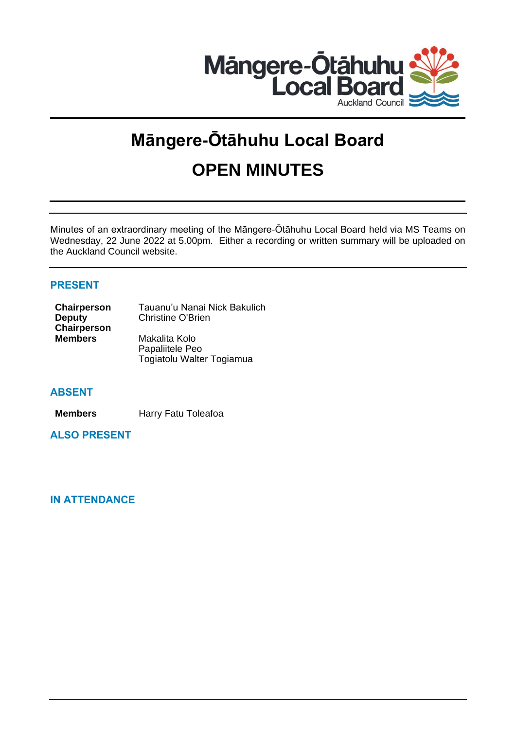# Māngere-Ōtāhuhu Local Board

# OPEN MINUTES

Minutes of an extraordinary meeting of the Māngere-Ōtāhuhu Local Board held via MS Teams on Wednesday, 22 June 2022 at 5.00pm. Either a recording or written summary will be uploaded on the Auckland Council website.

## PRESENT

| | |
|---|---|
| **Chairperson** | Tauanu'u Nanai Nick Bakulich |
| **Deputy Chairperson** | Christine O'Brien |
| **Members** | Makalita Kolo |
| | Papaliitele Peo |
| | Togiatolu Walter Togiamua |

## ABSENT

| | |
|---|---|
| **Members** | Harry Fatu Toleafoa |

## ALSO PRESENT

## IN ATTENDANCE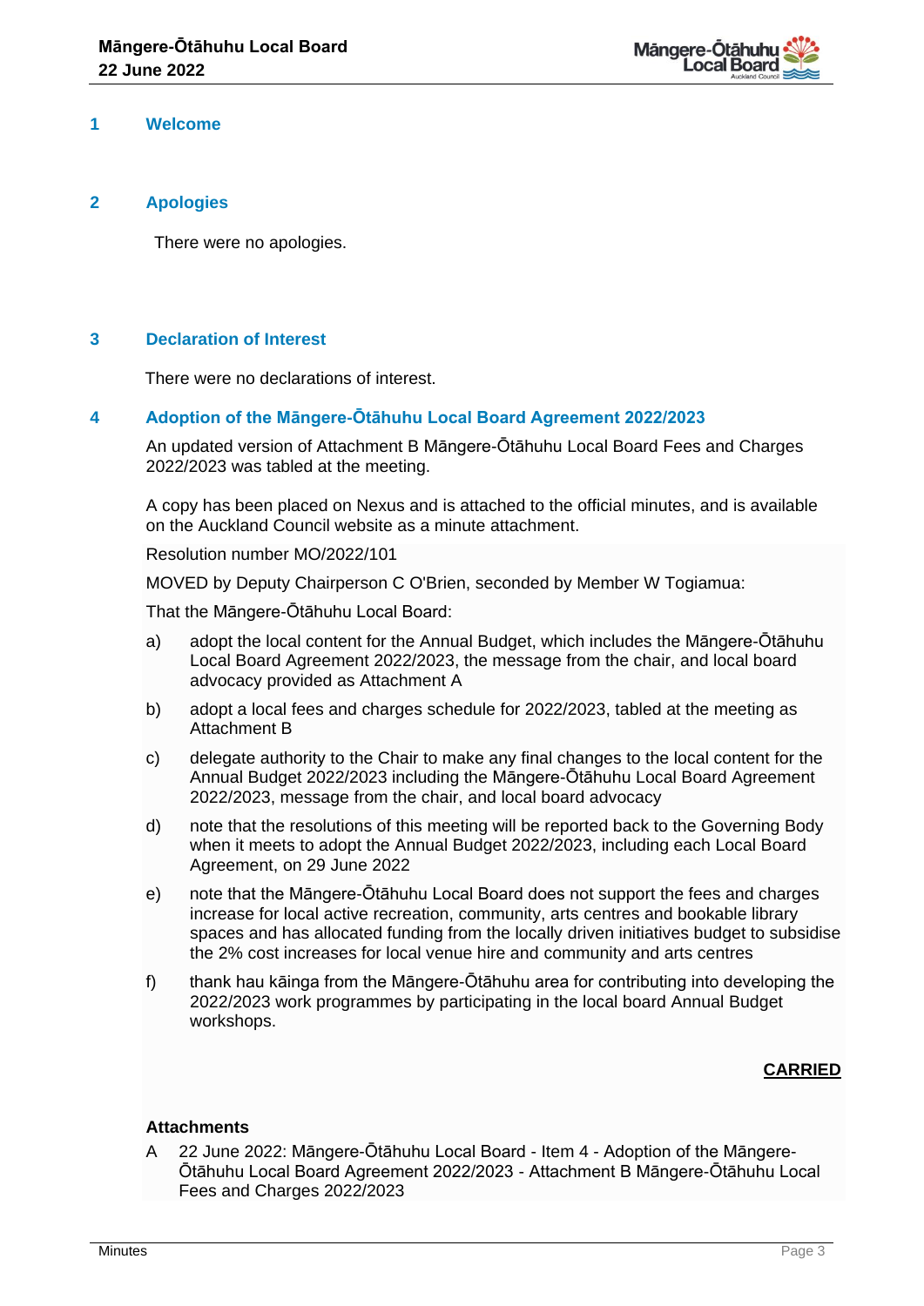## 1 Welcome

## 2 Apologies

There were no apologies.

## 3 Declaration of Interest

There were no declarations of interest.

## 4 Adoption of the Māngere-Ōtāhuhu Local Board Agreement 2022/2023

An updated version of Attachment B Māngere-Ōtāhuhu Local Board Fees and Charges 2022/2023 was tabled at the meeting.

A copy has been placed on Nexus and is attached to the official minutes, and is available on the Auckland Council website as a minute attachment.

Resolution number MO/2022/101

MOVED by Deputy Chairperson C O'Brien, seconded by Member W Togiamua:

That the Māngere-Ōtāhuhu Local Board:

a) adopt the local content for the Annual Budget, which includes the Māngere-Ōtāhuhu Local Board Agreement 2022/2023, the message from the chair, and local board advocacy provided as Attachment A

b) adopt a local fees and charges schedule for 2022/2023, tabled at the meeting as Attachment B

c) delegate authority to the Chair to make any final changes to the local content for the Annual Budget 2022/2023 including the Māngere-Ōtāhuhu Local Board Agreement 2022/2023, message from the chair, and local board advocacy

d) note that the resolutions of this meeting will be reported back to the Governing Body when it meets to adopt the Annual Budget 2022/2023, including each Local Board Agreement, on 29 June 2022

e) note that the Māngere-Ōtāhuhu Local Board does not support the fees and charges increase for local active recreation, community, arts centres and bookable library spaces and has allocated funding from the locally driven initiatives budget to subsidise the 2% cost increases for local venue hire and community and arts centres

f) thank hau kāinga from the Māngere-Ōtāhuhu area for contributing into developing the 2022/2023 work programmes by participating in the local board Annual Budget workshops.

**CARRIED**

**Attachments**

A 22 June 2022: Māngere-Ōtāhuhu Local Board - Item 4 - Adoption of the Māngere-Ōtāhuhu Local Board Agreement 2022/2023 - Attachment B Māngere-Ōtāhuhu Local Fees and Charges 2022/2023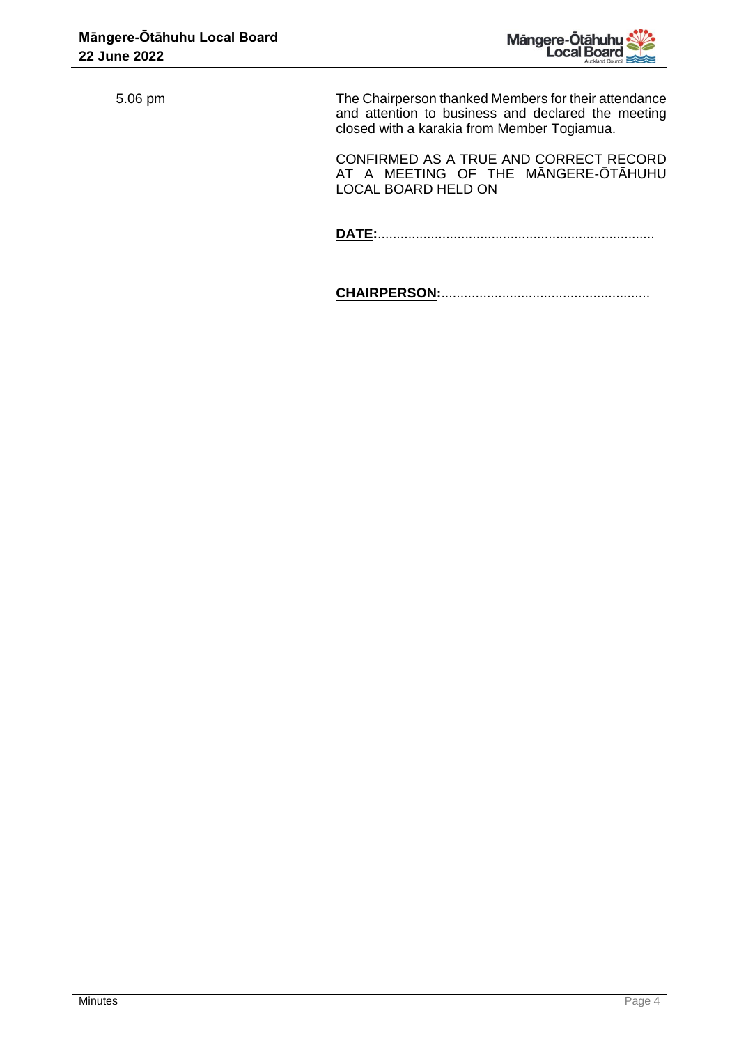5.06 pm

The Chairperson thanked Members for their attendance and attention to business and declared the meeting closed with a karakia from Member Togiamua.

CONFIRMED AS A TRUE AND CORRECT RECORD AT A MEETING OF THE MĀNGERE-ŌTĀHUHU LOCAL BOARD HELD ON

**DATE:**.........................................................................

**CHAIRPERSON:**.......................................................